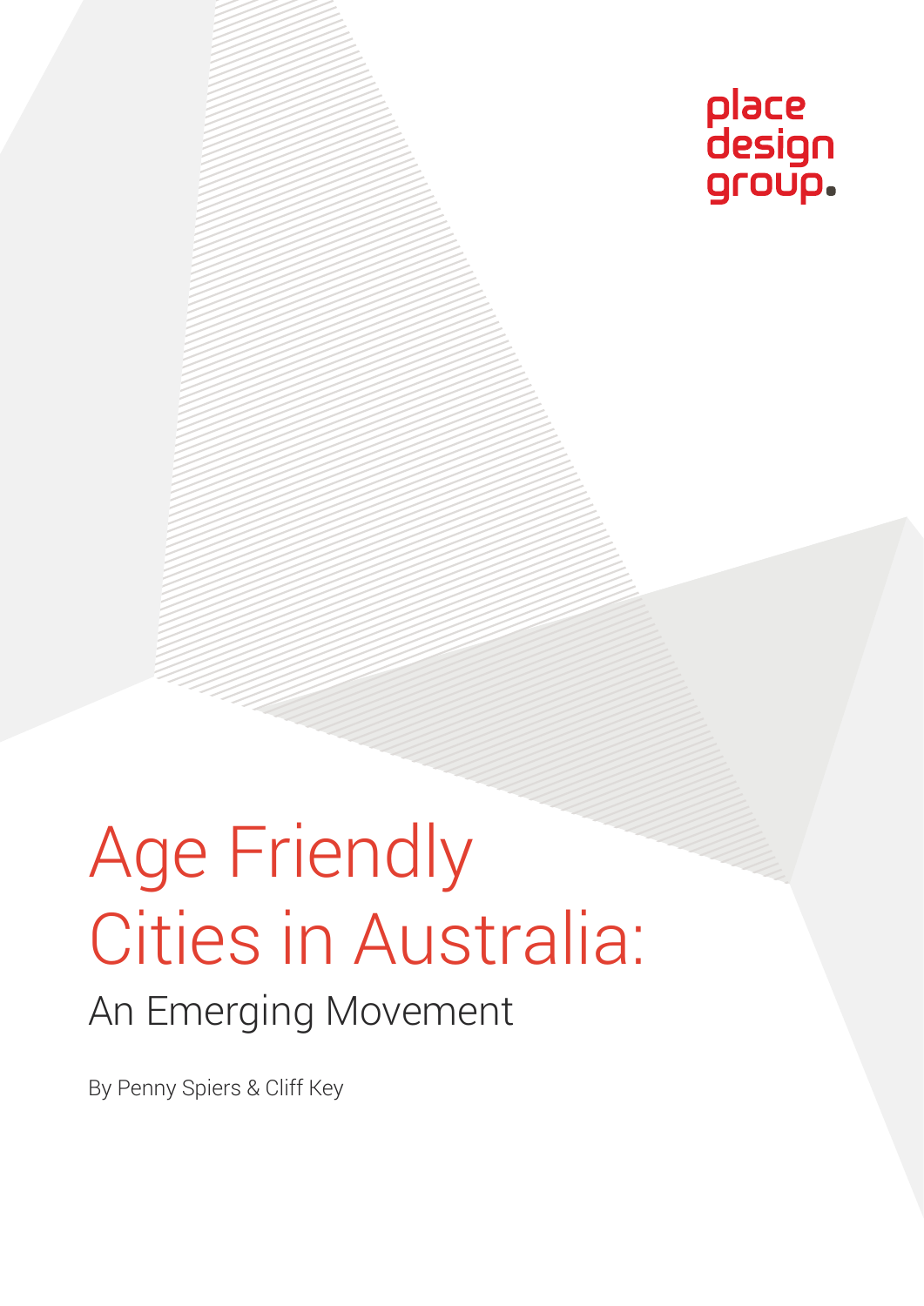place design group.

# Age Friendly Cities in Australia:

## An Emerging Movement

By Penny Spiers & Cliff Key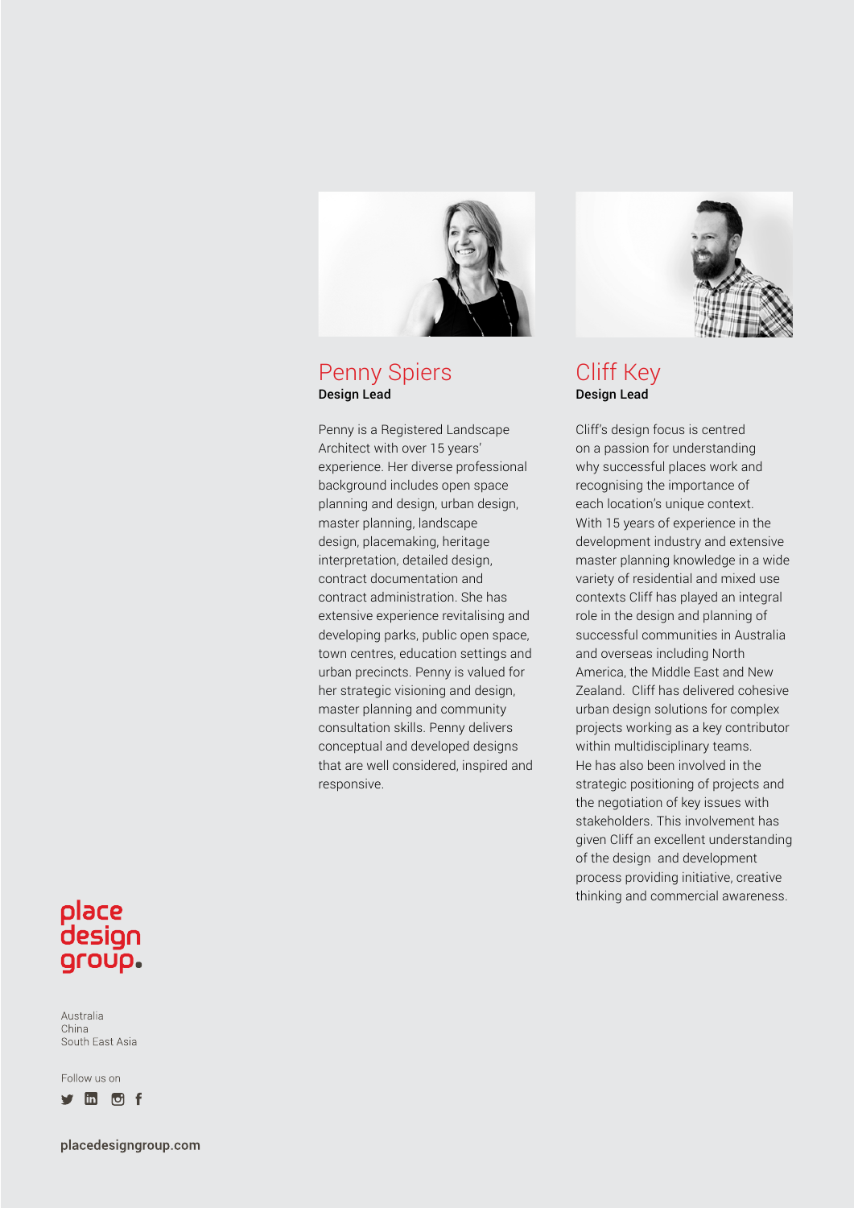## Penny Spiers

**Design Lead**

Penny is a Registered Landscape Architect with over 15 years' experience. Her diverse professional background includes open space planning and design, urban design, master planning, landscape design, placemaking, heritage interpretation, detailed design, contract documentation and contract administration. She has extensive experience revitalising and developing parks, public open space, town centres, education settings and urban precincts. Penny is valued for her strategic visioning and design, master planning and community consultation skills. Penny delivers conceptual and developed designs that are well considered, inspired and responsive.

## Cliff Key

**Design Lead**

Cliff's design focus is centred on a passion for understanding why successful places work and recognising the importance of each location's unique context. With 15 years of experience in the development industry and extensive master planning knowledge in a wide variety of residential and mixed use contexts Cliff has played an integral role in the design and planning of successful communities in Australia and overseas including North America, the Middle East and New Zealand. Cliff has delivered cohesive urban design solutions for complex projects working as a key contributor within multidisciplinary teams. He has also been involved in the strategic positioning of projects and the negotiation of key issues with stakeholders. This involvement has given Cliff an excellent understanding of the design and development process providing initiative, creative thinking and commercial awareness.

place design group.

Australia
China
South East Asia

Follow us on

placedesigngroup.com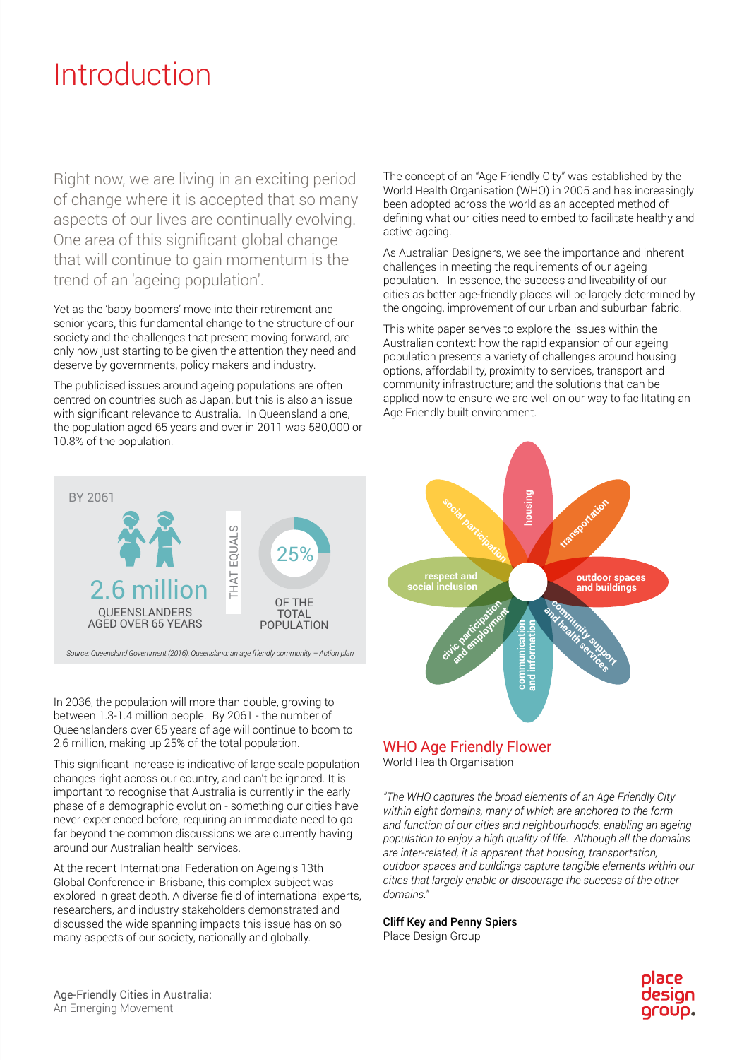# Introduction

Right now, we are living in an exciting period of change where it is accepted that so many aspects of our lives are continually evolving. One area of this significant global change that will continue to gain momentum is the trend of an 'ageing population'.

Yet as the 'baby boomers' move into their retirement and senior years, this fundamental change to the structure of our society and the challenges that present moving forward, are only now just starting to be given the attention they need and deserve by governments, policy makers and industry.

The publicised issues around ageing populations are often centred on countries such as Japan, but this is also an issue with significant relevance to Australia. In Queensland alone, the population aged 65 years and over in 2011 was 580,000 or 10.8% of the population.

BY 2061

2.6 million
QUEENSLANDERS AGED OVER 65 YEARS

THAT EQUALS

25%
OF THE TOTAL POPULATION

*Source: Queensland Government (2016), Queensland: an age friendly community – Action plan*

In 2036, the population will more than double, growing to between 1.3-1.4 million people. By 2061 - the number of Queenslanders over 65 years of age will continue to boom to 2.6 million, making up 25% of the total population.

This significant increase is indicative of large scale population changes right across our country, and can't be ignored. It is important to recognise that Australia is currently in the early phase of a demographic evolution - something our cities have never experienced before, requiring an immediate need to go far beyond the common discussions we are currently having around our Australian health services.

At the recent International Federation on Ageing's 13th Global Conference in Brisbane, this complex subject was explored in great depth. A diverse field of international experts, researchers, and industry stakeholders demonstrated and discussed the wide spanning impacts this issue has on so many aspects of our society, nationally and globally.

The concept of an "Age Friendly City" was established by the World Health Organisation (WHO) in 2005 and has increasingly been adopted across the world as an accepted method of defining what our cities need to embed to facilitate healthy and active ageing.

As Australian Designers, we see the importance and inherent challenges in meeting the requirements of our ageing population. In essence, the success and liveability of our cities as better age-friendly places will be largely determined by the ongoing, improvement of our urban and suburban fabric.

This white paper serves to explore the issues within the Australian context: how the rapid expansion of our ageing population presents a variety of challenges around housing options, affordability, proximity to services, transport and community infrastructure; and the solutions that can be applied now to ensure we are well on our way to facilitating an Age Friendly built environment.

housing · transportation · outdoor spaces and buildings · community support and health services · communication and information · civic participation and employment · respect and social inclusion · social participation

## WHO Age Friendly Flower

World Health Organisation

*"The WHO captures the broad elements of an Age Friendly City within eight domains, many of which are anchored to the form and function of our cities and neighbourhoods, enabling an ageing population to enjoy a high quality of life. Although all the domains are inter-related, it is apparent that housing, transportation, outdoor spaces and buildings capture tangible elements within our cities that largely enable or discourage the success of the other domains."*

**Cliff Key and Penny Spiers**
Place Design Group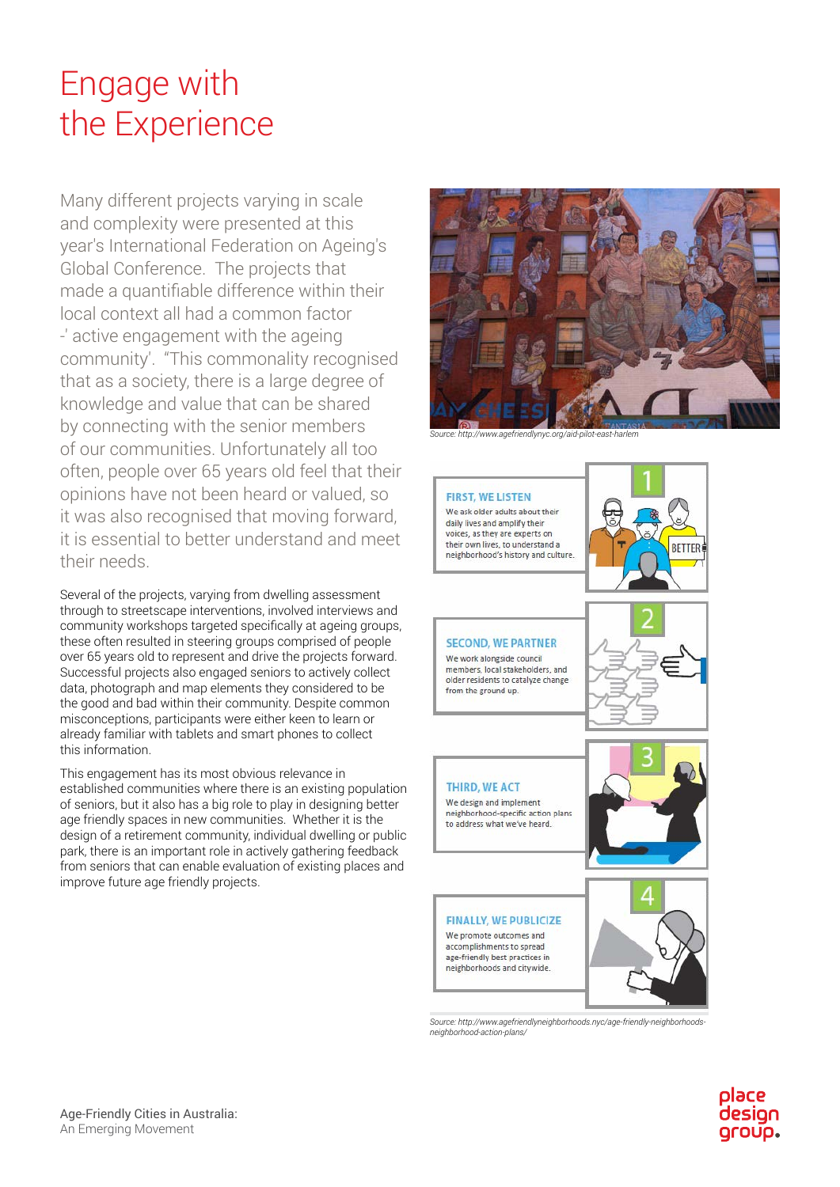# Engage with the Experience

Many different projects varying in scale and complexity were presented at this year's International Federation on Ageing's Global Conference. The projects that made a quantifiable difference within their local context all had a common factor -' active engagement with the ageing community'. "This commonality recognised that as a society, there is a large degree of knowledge and value that can be shared by connecting with the senior members of our communities. Unfortunately all too often, people over 65 years old feel that their opinions have not been heard or valued, so it was also recognised that moving forward, it is essential to better understand and meet their needs.

Several of the projects, varying from dwelling assessment through to streetscape interventions, involved interviews and community workshops targeted specifically at ageing groups, these often resulted in steering groups comprised of people over 65 years old to represent and drive the projects forward. Successful projects also engaged seniors to actively collect data, photograph and map elements they considered to be the good and bad within their community. Despite common misconceptions, participants were either keen to learn or already familiar with tablets and smart phones to collect this information.

This engagement has its most obvious relevance in established communities where there is an existing population of seniors, but it also has a big role to play in designing better age friendly spaces in new communities. Whether it is the design of a retirement community, individual dwelling or public park, there is an important role in actively gathering feedback from seniors that can enable evaluation of existing places and improve future age friendly projects.

*Source: http://www.agefriendlynyc.org/aid-pilot-east-harlem*

**1 — FIRST, WE LISTEN**
We ask older adults about their daily lives and amplify their voices, as they are experts on their own lives, to understand a neighborhood's history and culture.

**2 — SECOND, WE PARTNER**
We work alongside council members, local stakeholders, and older residents to catalyze change from the ground up.

**3 — THIRD, WE ACT**
We design and implement neighborhood-specific action plans to address what we've heard.

**4 — FINALLY, WE PUBLICIZE**
We promote outcomes and accomplishments to spread age-friendly best practices in neighborhoods and citywide.

*Source: http://www.agefriendlyneighborhoods.nyc/age-friendly-neighborhoods-neighborhood-action-plans/*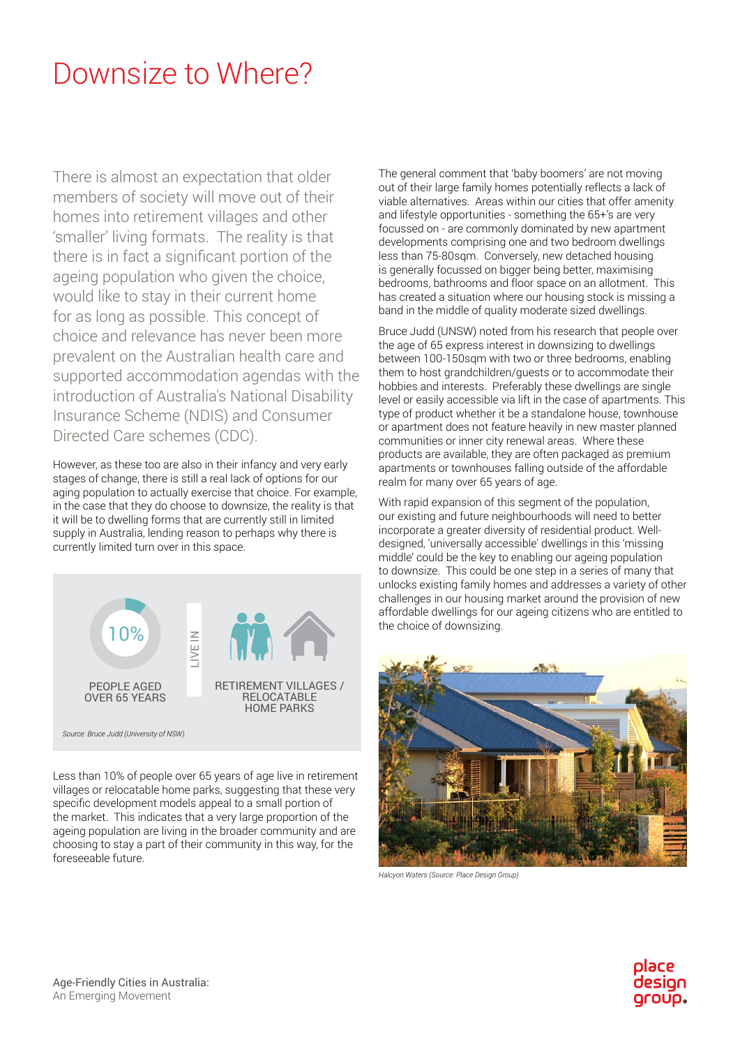# Downsize to Where?

There is almost an expectation that older members of society will move out of their homes into retirement villages and other 'smaller' living formats. The reality is that there is in fact a significant portion of the ageing population who given the choice, would like to stay in their current home for as long as possible. This concept of choice and relevance has never been more prevalent on the Australian health care and supported accommodation agendas with the introduction of Australia's National Disability Insurance Scheme (NDIS) and Consumer Directed Care schemes (CDC).

However, as these too are also in their infancy and very early stages of change, there is still a real lack of options for our aging population to actually exercise that choice. For example, in the case that they do choose to downsize, the reality is that it will be to dwelling forms that are currently still in limited supply in Australia, lending reason to perhaps why there is currently limited turn over in this space.

10%

PEOPLE AGED OVER 65 YEARS

LIVE IN

RETIREMENT VILLAGES / RELOCATABLE HOME PARKS

*Source: Bruce Judd (University of NSW)*

Less than 10% of people over 65 years of age live in retirement villages or relocatable home parks, suggesting that these very specific development models appeal to a small portion of the market. This indicates that a very large proportion of the ageing population are living in the broader community and are choosing to stay a part of their community in this way, for the foreseeable future.

The general comment that 'baby boomers' are not moving out of their large family homes potentially reflects a lack of viable alternatives. Areas within our cities that offer amenity and lifestyle opportunities - something the 65+'s are very focussed on - are commonly dominated by new apartment developments comprising one and two bedroom dwellings less than 75-80sqm. Conversely, new detached housing is generally focussed on bigger being better, maximising bedrooms, bathrooms and floor space on an allotment. This has created a situation where our housing stock is missing a band in the middle of quality moderate sized dwellings.

Bruce Judd (UNSW) noted from his research that people over the age of 65 express interest in downsizing to dwellings between 100-150sqm with two or three bedrooms, enabling them to host grandchildren/guests or to accommodate their hobbies and interests. Preferably these dwellings are single level or easily accessible via lift in the case of apartments. This type of product whether it be a standalone house, townhouse or apartment does not feature heavily in new master planned communities or inner city renewal areas. Where these products are available, they are often packaged as premium apartments or townhouses falling outside of the affordable realm for many over 65 years of age.

With rapid expansion of this segment of the population, our existing and future neighbourhoods will need to better incorporate a greater diversity of residential product. Well-designed, 'universally accessible' dwellings in this 'missing middle' could be the key to enabling our ageing population to downsize. This could be one step in a series of many that unlocks existing family homes and addresses a variety of other challenges in our housing market around the provision of new affordable dwellings for our ageing citizens who are entitled to the choice of downsizing.

*Halcyon Waters (Source: Place Design Group)*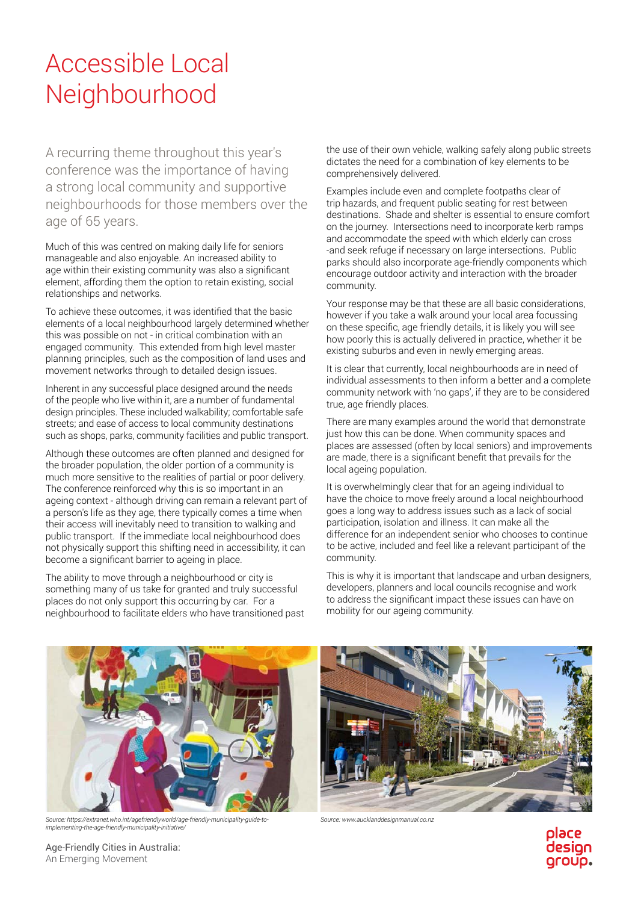# Accessible Local Neighbourhood

A recurring theme throughout this year's conference was the importance of having a strong local community and supportive neighbourhoods for those members over the age of 65 years.

Much of this was centred on making daily life for seniors manageable and also enjoyable. An increased ability to age within their existing community was also a significant element, affording them the option to retain existing, social relationships and networks.

To achieve these outcomes, it was identified that the basic elements of a local neighbourhood largely determined whether this was possible on not - in critical combination with an engaged community. This extended from high level master planning principles, such as the composition of land uses and movement networks through to detailed design issues.

Inherent in any successful place designed around the needs of the people who live within it, are a number of fundamental design principles. These included walkability; comfortable safe streets; and ease of access to local community destinations such as shops, parks, community facilities and public transport.

Although these outcomes are often planned and designed for the broader population, the older portion of a community is much more sensitive to the realities of partial or poor delivery. The conference reinforced why this is so important in an ageing context - although driving can remain a relevant part of a person's life as they age, there typically comes a time when their access will inevitably need to transition to walking and public transport. If the immediate local neighbourhood does not physically support this shifting need in accessibility, it can become a significant barrier to ageing in place.

The ability to move through a neighbourhood or city is something many of us take for granted and truly successful places do not only support this occurring by car. For a neighbourhood to facilitate elders who have transitioned past the use of their own vehicle, walking safely along public streets dictates the need for a combination of key elements to be comprehensively delivered.

Examples include even and complete footpaths clear of trip hazards, and frequent public seating for rest between destinations. Shade and shelter is essential to ensure comfort on the journey. Intersections need to incorporate kerb ramps and accommodate the speed with which elderly can cross -and seek refuge if necessary on large intersections. Public parks should also incorporate age-friendly components which encourage outdoor activity and interaction with the broader community.

Your response may be that these are all basic considerations, however if you take a walk around your local area focussing on these specific, age friendly details, it is likely you will see how poorly this is actually delivered in practice, whether it be existing suburbs and even in newly emerging areas.

It is clear that currently, local neighbourhoods are in need of individual assessments to then inform a better and a complete community network with 'no gaps', if they are to be considered true, age friendly places.

There are many examples around the world that demonstrate just how this can be done. When community spaces and places are assessed (often by local seniors) and improvements are made, there is a significant benefit that prevails for the local ageing population.

It is overwhelmingly clear that for an ageing individual to have the choice to move freely around a local neighbourhood goes a long way to address issues such as a lack of social participation, isolation and illness. It can make all the difference for an independent senior who chooses to continue to be active, included and feel like a relevant participant of the community.

This is why it is important that landscape and urban designers, developers, planners and local councils recognise and work to address the significant impact these issues can have on mobility for our ageing community.

*Source: https://extranet.who.int/agefriendlyworld/age-friendly-municipality-guide-to-implementing-the-age-friendly-municipality-initiative/*

*Source: www.aucklanddesignmanual.co.nz*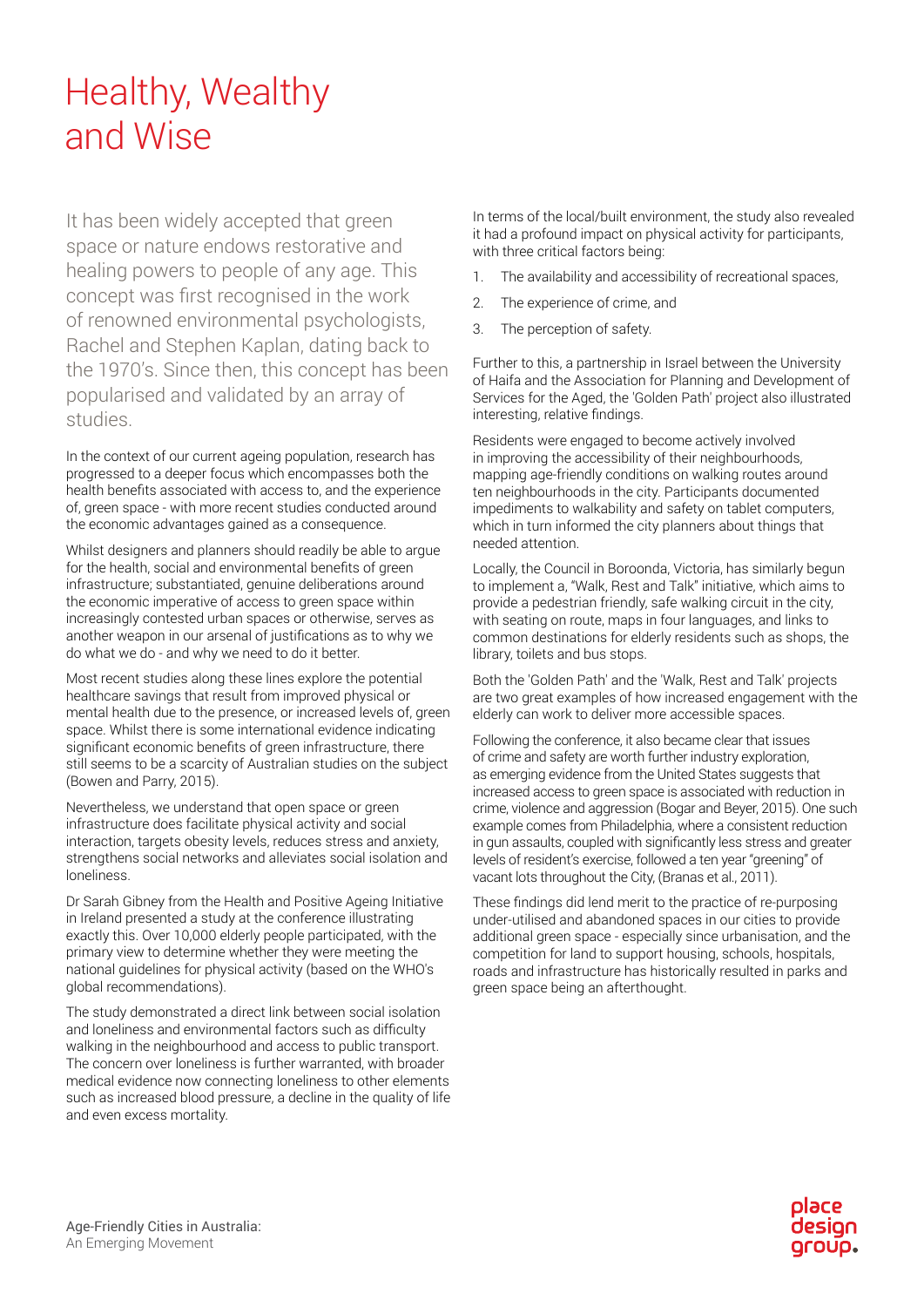# Healthy, Wealthy and Wise

It has been widely accepted that green space or nature endows restorative and healing powers to people of any age. This concept was first recognised in the work of renowned environmental psychologists, Rachel and Stephen Kaplan, dating back to the 1970's. Since then, this concept has been popularised and validated by an array of studies.

In the context of our current ageing population, research has progressed to a deeper focus which encompasses both the health benefits associated with access to, and the experience of, green space - with more recent studies conducted around the economic advantages gained as a consequence.

Whilst designers and planners should readily be able to argue for the health, social and environmental benefits of green infrastructure; substantiated, genuine deliberations around the economic imperative of access to green space within increasingly contested urban spaces or otherwise, serves as another weapon in our arsenal of justifications as to why we do what we do - and why we need to do it better.

Most recent studies along these lines explore the potential healthcare savings that result from improved physical or mental health due to the presence, or increased levels of, green space. Whilst there is some international evidence indicating significant economic benefits of green infrastructure, there still seems to be a scarcity of Australian studies on the subject (Bowen and Parry, 2015).

Nevertheless, we understand that open space or green infrastructure does facilitate physical activity and social interaction, targets obesity levels, reduces stress and anxiety, strengthens social networks and alleviates social isolation and loneliness.

Dr Sarah Gibney from the Health and Positive Ageing Initiative in Ireland presented a study at the conference illustrating exactly this. Over 10,000 elderly people participated, with the primary view to determine whether they were meeting the national guidelines for physical activity (based on the WHO's global recommendations).

The study demonstrated a direct link between social isolation and loneliness and environmental factors such as difficulty walking in the neighbourhood and access to public transport. The concern over loneliness is further warranted, with broader medical evidence now connecting loneliness to other elements such as increased blood pressure, a decline in the quality of life and even excess mortality.

In terms of the local/built environment, the study also revealed it had a profound impact on physical activity for participants, with three critical factors being:

1. The availability and accessibility of recreational spaces,
2. The experience of crime, and
3. The perception of safety.

Further to this, a partnership in Israel between the University of Haifa and the Association for Planning and Development of Services for the Aged, the 'Golden Path' project also illustrated interesting, relative findings.

Residents were engaged to become actively involved in improving the accessibility of their neighbourhoods, mapping age-friendly conditions on walking routes around ten neighbourhoods in the city. Participants documented impediments to walkability and safety on tablet computers, which in turn informed the city planners about things that needed attention.

Locally, the Council in Boroonda, Victoria, has similarly begun to implement a, "Walk, Rest and Talk" initiative, which aims to provide a pedestrian friendly, safe walking circuit in the city, with seating on route, maps in four languages, and links to common destinations for elderly residents such as shops, the library, toilets and bus stops.

Both the 'Golden Path' and the 'Walk, Rest and Talk' projects are two great examples of how increased engagement with the elderly can work to deliver more accessible spaces.

Following the conference, it also became clear that issues of crime and safety are worth further industry exploration, as emerging evidence from the United States suggests that increased access to green space is associated with reduction in crime, violence and aggression (Bogar and Beyer, 2015). One such example comes from Philadelphia, where a consistent reduction in gun assaults, coupled with significantly less stress and greater levels of resident's exercise, followed a ten year "greening" of vacant lots throughout the City, (Branas et al., 2011).

These findings did lend merit to the practice of re-purposing under-utilised and abandoned spaces in our cities to provide additional green space - especially since urbanisation, and the competition for land to support housing, schools, hospitals, roads and infrastructure has historically resulted in parks and green space being an afterthought.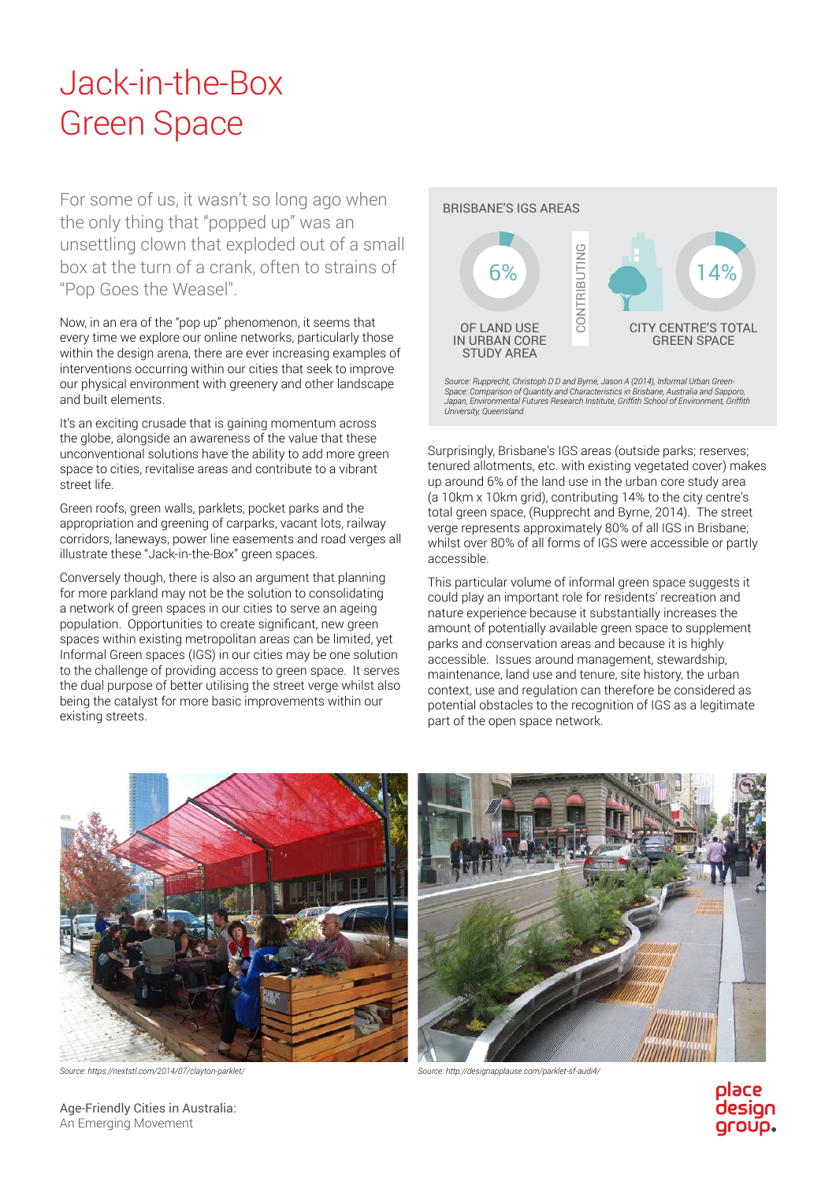# Jack-in-the-Box Green Space

For some of us, it wasn't so long ago when the only thing that "popped up" was an unsettling clown that exploded out of a small box at the turn of a crank, often to strains of "Pop Goes the Weasel".

Now, in an era of the "pop up" phenomenon, it seems that every time we explore our online networks, particularly those within the design arena, there are ever increasing examples of interventions occurring within our cities that seek to improve our physical environment with greenery and other landscape and built elements.

It's an exciting crusade that is gaining momentum across the globe, alongside an awareness of the value that these unconventional solutions have the ability to add more green space to cities, revitalise areas and contribute to a vibrant street life.

Green roofs, green walls, parklets, pocket parks and the appropriation and greening of carparks, vacant lots, railway corridors, laneways, power line easements and road verges all illustrate these "Jack-in-the-Box" green spaces.

Conversely though, there is also an argument that planning for more parkland may not be the solution to consolidating a network of green spaces in our cities to serve an ageing population. Opportunities to create significant, new green spaces within existing metropolitan areas can be limited, yet Informal Green spaces (IGS) in our cities may be one solution to the challenge of providing access to green space. It serves the dual purpose of better utilising the street verge whilst also being the catalyst for more basic improvements within our existing streets.

BRISBANE'S IGS AREAS

6% OF LAND USE IN URBAN CORE STUDY AREA — CONTRIBUTING — 14% CITY CENTRE'S TOTAL GREEN SPACE

*Source: Rupprecht, Christoph D D and Byrne, Jason A (2014), Informal Urban Green-Space: Comparison of Quantity and Characteristics in Brisbane, Australia and Sapporo, Japan, Environmental Futures Research Institute, Griffith School of Environment, Griffith University, Queensland.*

Surprisingly, Brisbane's IGS areas (outside parks; reserves; tenured allotments, etc. with existing vegetated cover) makes up around 6% of the land use in the urban core study area (a 10km x 10km grid), contributing 14% to the city centre's total green space, (Rupprecht and Byrne, 2014). The street verge represents approximately 80% of all IGS in Brisbane; whilst over 80% of all forms of IGS were accessible or partly accessible.

This particular volume of informal green space suggests it could play an important role for residents' recreation and nature experience because it substantially increases the amount of potentially available green space to supplement parks and conservation areas and because it is highly accessible. Issues around management, stewardship, maintenance, land use and tenure, site history, the urban context, use and regulation can therefore be considered as potential obstacles to the recognition of IGS as a legitimate part of the open space network.

*Source: https://nextstl.com/2014/07/clayton-parklet/*

*Source: http://designapplause.com/parklet-sf-audi4/*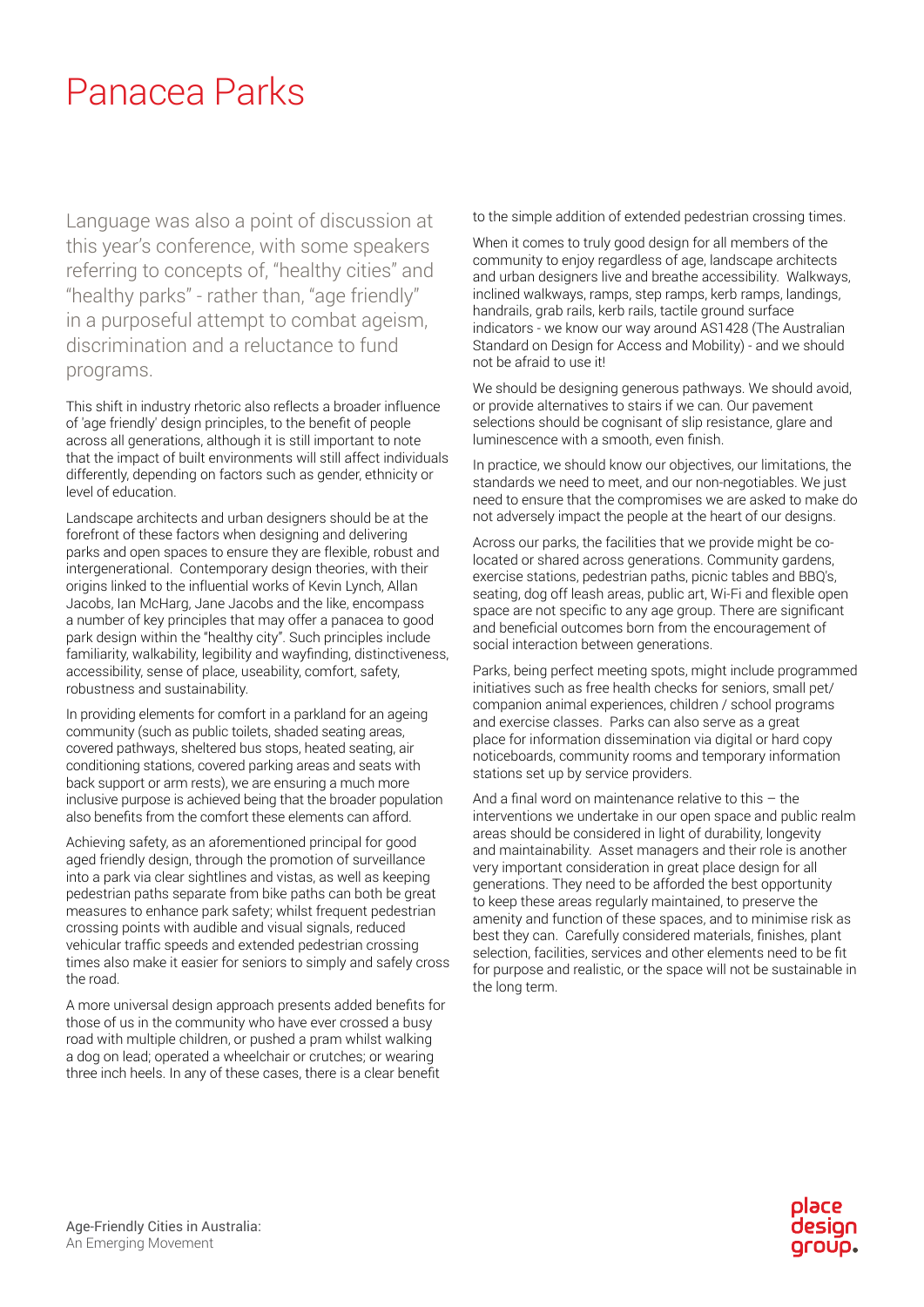# Panacea Parks

Language was also a point of discussion at this year's conference, with some speakers referring to concepts of, "healthy cities" and "healthy parks" - rather than, "age friendly" in a purposeful attempt to combat ageism, discrimination and a reluctance to fund programs.

This shift in industry rhetoric also reflects a broader influence of 'age friendly' design principles, to the benefit of people across all generations, although it is still important to note that the impact of built environments will still affect individuals differently, depending on factors such as gender, ethnicity or level of education.

Landscape architects and urban designers should be at the forefront of these factors when designing and delivering parks and open spaces to ensure they are flexible, robust and intergenerational. Contemporary design theories, with their origins linked to the influential works of Kevin Lynch, Allan Jacobs, Ian McHarg, Jane Jacobs and the like, encompass a number of key principles that may offer a panacea to good park design within the "healthy city". Such principles include familiarity, walkability, legibility and wayfinding, distinctiveness, accessibility, sense of place, useability, comfort, safety, robustness and sustainability.

In providing elements for comfort in a parkland for an ageing community (such as public toilets, shaded seating areas, covered pathways, sheltered bus stops, heated seating, air conditioning stations, covered parking areas and seats with back support or arm rests), we are ensuring a much more inclusive purpose is achieved being that the broader population also benefits from the comfort these elements can afford.

Achieving safety, as an aforementioned principal for good aged friendly design, through the promotion of surveillance into a park via clear sightlines and vistas, as well as keeping pedestrian paths separate from bike paths can both be great measures to enhance park safety; whilst frequent pedestrian crossing points with audible and visual signals, reduced vehicular traffic speeds and extended pedestrian crossing times also make it easier for seniors to simply and safely cross the road.

A more universal design approach presents added benefits for those of us in the community who have ever crossed a busy road with multiple children, or pushed a pram whilst walking a dog on lead; operated a wheelchair or crutches; or wearing three inch heels. In any of these cases, there is a clear benefit to the simple addition of extended pedestrian crossing times.

When it comes to truly good design for all members of the community to enjoy regardless of age, landscape architects and urban designers live and breathe accessibility. Walkways, inclined walkways, ramps, step ramps, kerb ramps, landings, handrails, grab rails, kerb rails, tactile ground surface indicators - we know our way around AS1428 (The Australian Standard on Design for Access and Mobility) - and we should not be afraid to use it!

We should be designing generous pathways. We should avoid, or provide alternatives to stairs if we can. Our pavement selections should be cognisant of slip resistance, glare and luminescence with a smooth, even finish.

In practice, we should know our objectives, our limitations, the standards we need to meet, and our non-negotiables. We just need to ensure that the compromises we are asked to make do not adversely impact the people at the heart of our designs.

Across our parks, the facilities that we provide might be co-located or shared across generations. Community gardens, exercise stations, pedestrian paths, picnic tables and BBQ's, seating, dog off leash areas, public art, Wi-Fi and flexible open space are not specific to any age group. There are significant and beneficial outcomes born from the encouragement of social interaction between generations.

Parks, being perfect meeting spots, might include programmed initiatives such as free health checks for seniors, small pet/companion animal experiences, children / school programs and exercise classes. Parks can also serve as a great place for information dissemination via digital or hard copy noticeboards, community rooms and temporary information stations set up by service providers.

And a final word on maintenance relative to this – the interventions we undertake in our open space and public realm areas should be considered in light of durability, longevity and maintainability. Asset managers and their role is another very important consideration in great place design for all generations. They need to be afforded the best opportunity to keep these areas regularly maintained, to preserve the amenity and function of these spaces, and to minimise risk as best they can. Carefully considered materials, finishes, plant selection, facilities, services and other elements need to be fit for purpose and realistic, or the space will not be sustainable in the long term.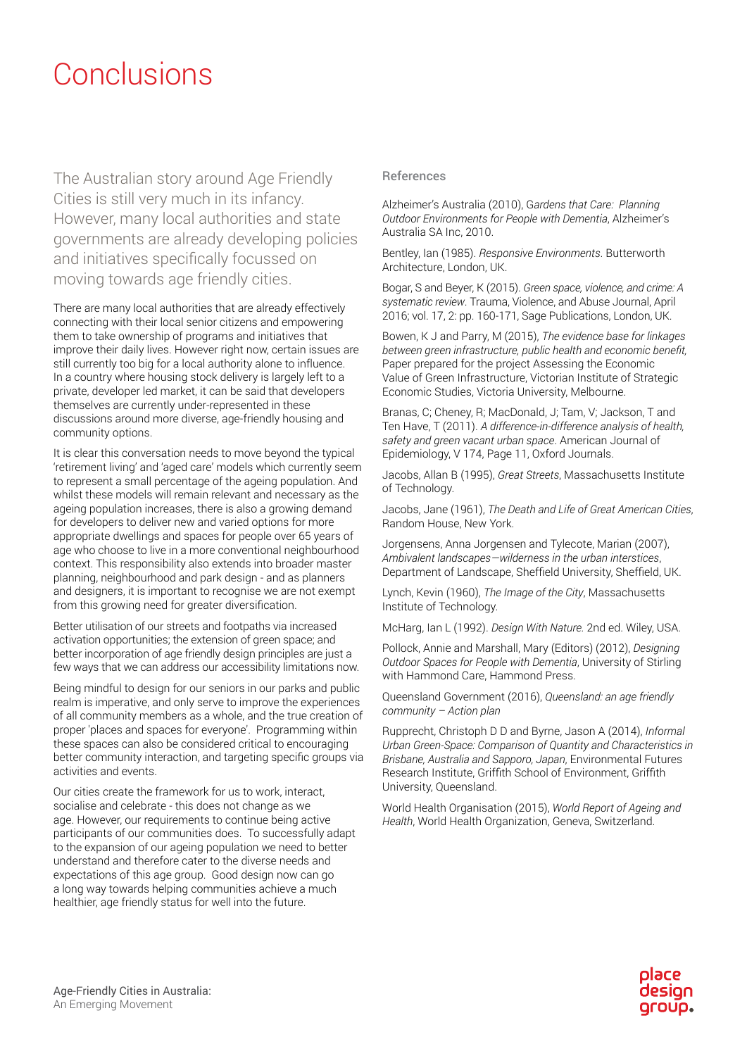# Conclusions

The Australian story around Age Friendly Cities is still very much in its infancy. However, many local authorities and state governments are already developing policies and initiatives specifically focussed on moving towards age friendly cities.

There are many local authorities that are already effectively connecting with their local senior citizens and empowering them to take ownership of programs and initiatives that improve their daily lives. However right now, certain issues are still currently too big for a local authority alone to influence. In a country where housing stock delivery is largely left to a private, developer led market, it can be said that developers themselves are currently under-represented in these discussions around more diverse, age-friendly housing and community options.

It is clear this conversation needs to move beyond the typical 'retirement living' and 'aged care' models which currently seem to represent a small percentage of the ageing population. And whilst these models will remain relevant and necessary as the ageing population increases, there is also a growing demand for developers to deliver new and varied options for more appropriate dwellings and spaces for people over 65 years of age who choose to live in a more conventional neighbourhood context. This responsibility also extends into broader master planning, neighbourhood and park design - and as planners and designers, it is important to recognise we are not exempt from this growing need for greater diversification.

Better utilisation of our streets and footpaths via increased activation opportunities; the extension of green space; and better incorporation of age friendly design principles are just a few ways that we can address our accessibility limitations now.

Being mindful to design for our seniors in our parks and public realm is imperative, and only serve to improve the experiences of all community members as a whole, and the true creation of proper 'places and spaces for everyone'. Programming within these spaces can also be considered critical to encouraging better community interaction, and targeting specific groups via activities and events.

Our cities create the framework for us to work, interact, socialise and celebrate - this does not change as we age. However, our requirements to continue being active participants of our communities does. To successfully adapt to the expansion of our ageing population we need to better understand and therefore cater to the diverse needs and expectations of this age group. Good design now can go a long way towards helping communities achieve a much healthier, age friendly status for well into the future.

### References

Alzheimer's Australia (2010), *Gardens that Care: Planning Outdoor Environments for People with Dementia*, Alzheimer's Australia SA Inc, 2010.

Bentley, Ian (1985). *Responsive Environments.* Butterworth Architecture, London, UK.

Bogar, S and Beyer, K (2015). *Green space, violence, and crime: A systematic review.* Trauma, Violence, and Abuse Journal, April 2016; vol. 17, 2: pp. 160-171, Sage Publications, London, UK.

Bowen, K J and Parry, M (2015), *The evidence base for linkages between green infrastructure, public health and economic benefit,* Paper prepared for the project Assessing the Economic Value of Green Infrastructure, Victorian Institute of Strategic Economic Studies, Victoria University, Melbourne.

Branas, C; Cheney, R; MacDonald, J; Tam, V; Jackson, T and Ten Have, T (2011). *A difference-in-difference analysis of health, safety and green vacant urban space*. American Journal of Epidemiology, V 174, Page 11, Oxford Journals.

Jacobs, Allan B (1995), *Great Streets*, Massachusetts Institute of Technology.

Jacobs, Jane (1961), *The Death and Life of Great American Cities*, Random House, New York.

Jorgensens, Anna Jorgensen and Tylecote, Marian (2007), *Ambivalent landscapes—wilderness in the urban interstices*, Department of Landscape, Sheffield University, Sheffield, UK.

Lynch, Kevin (1960), *The Image of the City*, Massachusetts Institute of Technology.

McHarg, Ian L (1992). *Design With Nature.* 2nd ed. Wiley, USA.

Pollock, Annie and Marshall, Mary (Editors) (2012), *Designing Outdoor Spaces for People with Dementia*, University of Stirling with Hammond Care, Hammond Press.

Queensland Government (2016), *Queensland: an age friendly community – Action plan*

Rupprecht, Christoph D D and Byrne, Jason A (2014), *Informal Urban Green-Space: Comparison of Quantity and Characteristics in Brisbane, Australia and Sapporo, Japan*, Environmental Futures Research Institute, Griffith School of Environment, Griffith University, Queensland.

World Health Organisation (2015), *World Report of Ageing and Health*, World Health Organization, Geneva, Switzerland.